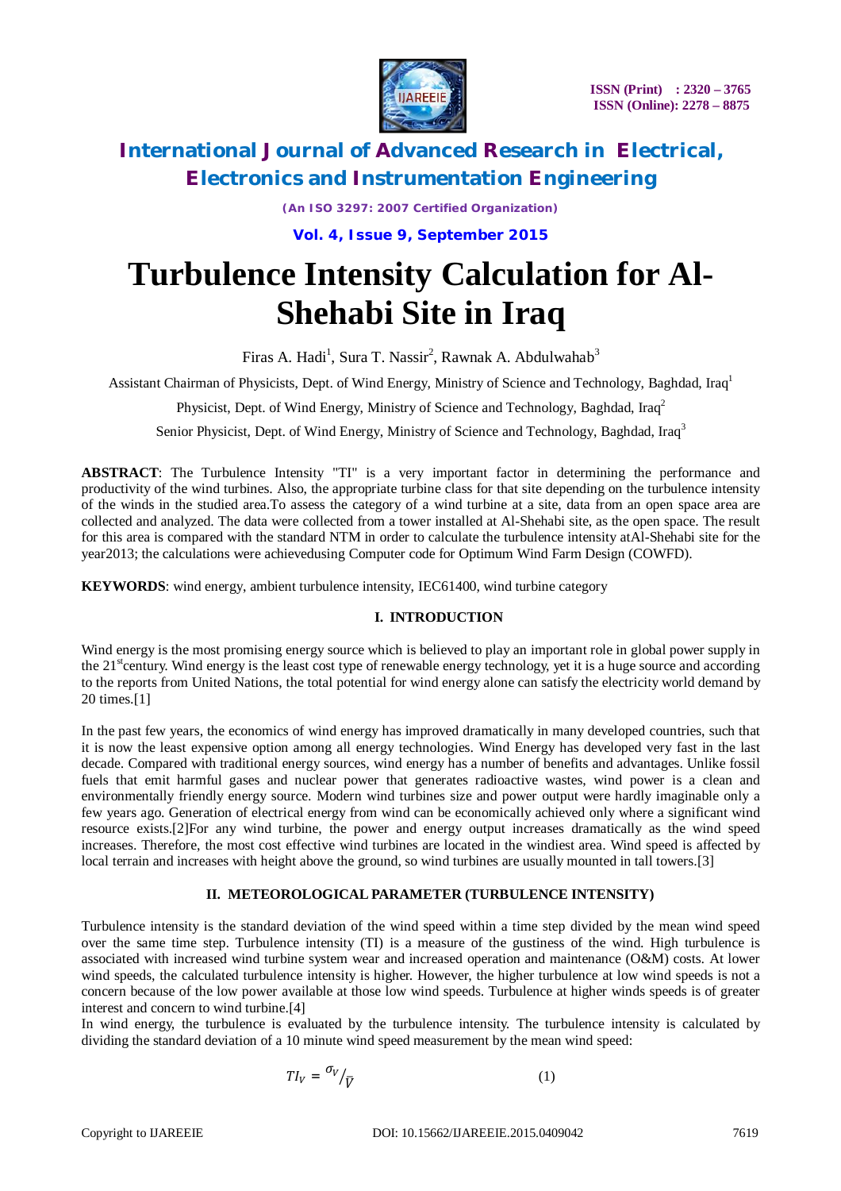# Turbulence Intensity Calculation for Al-Shehabi Site in Iraq

Firas A. Hadi[1], Sura T. Nassir[2], Rawnak A. Abdulwahab[3]

Assistant Chairman of Physicists, Dept. of Wind Energy, Ministry of Science and Technology, Baghdad, Iraq[1]

Physicist, Dept. of Wind Energy, Ministry of Science and Technology, Baghdad, Iraq[2]

Senior Physicist, Dept. of Wind Energy, Ministry of Science and Technology, Baghdad, Iraq[3]

**ABSTRACT**: The Turbulence Intensity "TI" is a very important factor in determining the performance and productivity of the wind turbines. Also, the appropriate turbine class for that site depending on the turbulence intensity of the winds in the studied area.To assess the category of a wind turbine at a site, data from an open space area are collected and analyzed. The data were collected from a tower installed at Al-Shehabi site, as the open space. The result for this area is compared with the standard NTM in order to calculate the turbulence intensity atAl-Shehabi site for the year2013; the calculations were achievedusing Computer code for Optimum Wind Farm Design (COWFD).

**KEYWORDS**: wind energy, ambient turbulence intensity, IEC61400, wind turbine category

## I. INTRODUCTION

Wind energy is the most promising energy source which is believed to play an important role in global power supply in the 21$^{st}$century. Wind energy is the least cost type of renewable energy technology, yet it is a huge source and according to the reports from United Nations, the total potential for wind energy alone can satisfy the electricity world demand by 20 times.[1]

In the past few years, the economics of wind energy has improved dramatically in many developed countries, such that it is now the least expensive option among all energy technologies. Wind Energy has developed very fast in the last decade. Compared with traditional energy sources, wind energy has a number of benefits and advantages. Unlike fossil fuels that emit harmful gases and nuclear power that generates radioactive wastes, wind power is a clean and environmentally friendly energy source. Modern wind turbines size and power output were hardly imaginable only a few years ago. Generation of electrical energy from wind can be economically achieved only where a significant wind resource exists.[2]For any wind turbine, the power and energy output increases dramatically as the wind speed increases. Therefore, the most cost effective wind turbines are located in the windiest area. Wind speed is affected by local terrain and increases with height above the ground, so wind turbines are usually mounted in tall towers.[3]

## II. METEOROLOGICAL PARAMETER (TURBULENCE INTENSITY)

Turbulence intensity is the standard deviation of the wind speed within a time step divided by the mean wind speed over the same time step. Turbulence intensity (TI) is a measure of the gustiness of the wind. High turbulence is associated with increased wind turbine system wear and increased operation and maintenance (O&M) costs. At lower wind speeds, the calculated turbulence intensity is higher. However, the higher turbulence at low wind speeds is not a concern because of the low power available at those low wind speeds. Turbulence at higher winds speeds is of greater interest and concern to wind turbine.[4]

In wind energy, the turbulence is evaluated by the turbulence intensity. The turbulence intensity is calculated by dividing the standard deviation of a 10 minute wind speed measurement by the mean wind speed:

$$TI_V = {}^{\sigma_V}/_{\bar{V}} \qquad (1)$$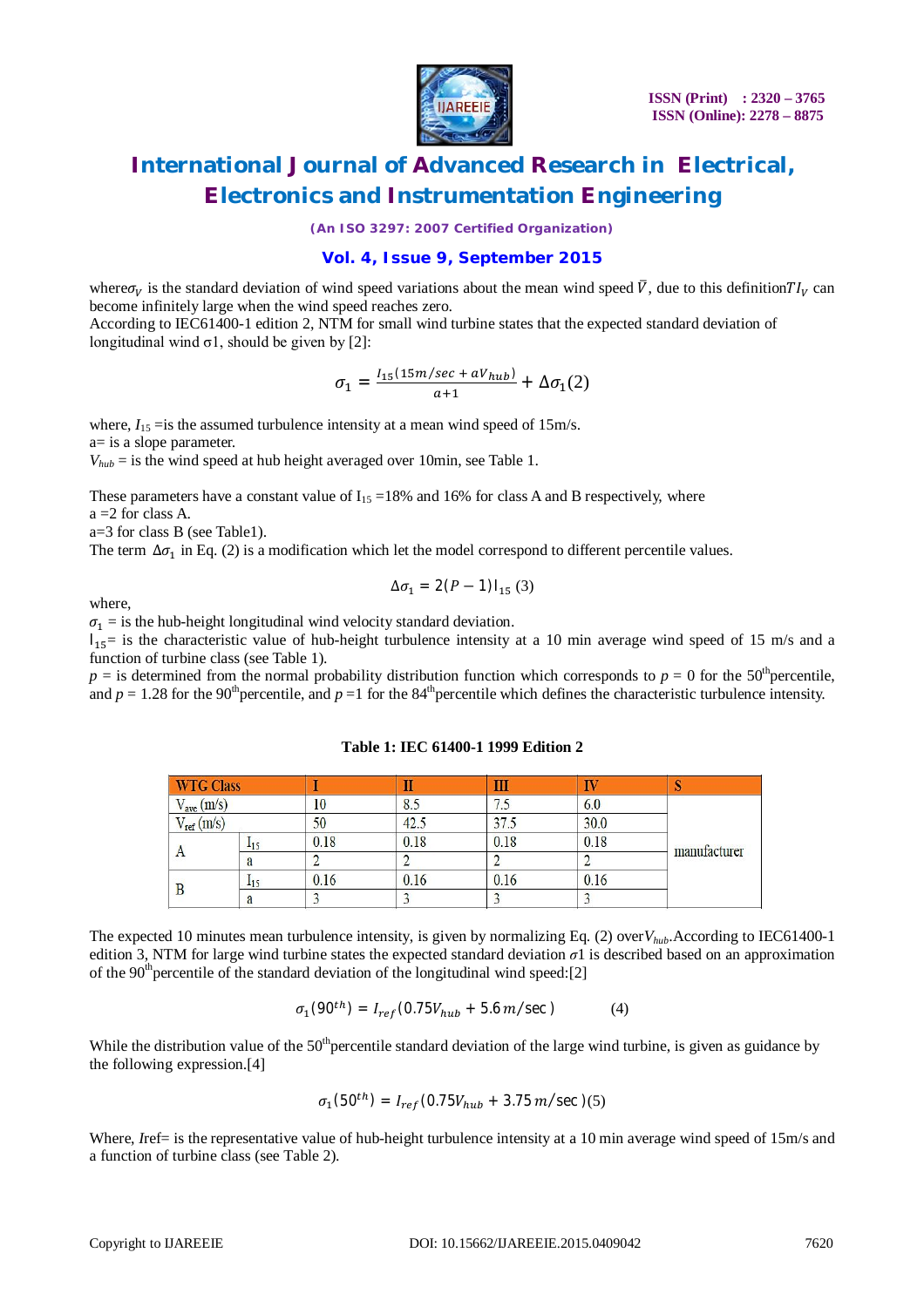where $\sigma_V$ is the standard deviation of wind speed variations about the mean wind speed $\bar{V}$, due to this definition $TI_V$ can become infinitely large when the wind speed reaches zero.
According to IEC61400-1 edition 2, NTM for small wind turbine states that the expected standard deviation of longitudinal wind σ1, should be given by [2]:

$$\sigma_1 = \frac{I_{15}(15m/sec + aV_{hub})}{a+1} + \Delta\sigma_1 (2)$$

where, $I_{15}$ =is the assumed turbulence intensity at a mean wind speed of 15m/s.
a= is a slope parameter.
$V_{hub}$ = is the wind speed at hub height averaged over 10min, see Table 1.

These parameters have a constant value of $I_{15}$ =18% and 16% for class A and B respectively, where
a =2 for class A.
a=3 for class B (see Table1).
The term $\Delta\sigma_1$ in Eq. (2) is a modification which let the model correspond to different percentile values.

$$\Delta\sigma_1 = 2(P-1)I_{15} \ (3)$$

where,
$\sigma_1$ = is the hub-height longitudinal wind velocity standard deviation.
$I_{15}$= is the characteristic value of hub-height turbulence intensity at a 10 min average wind speed of 15 m/s and a function of turbine class (see Table 1).
$p$ = is determined from the normal probability distribution function which corresponds to $p$ = 0 for the 50th percentile, and $p$ = 1.28 for the 90th percentile, and $p$ =1 for the 84th percentile which defines the characteristic turbulence intensity.

**Table 1: IEC 61400-1 1999 Edition 2**

| WTG Class | | I | II | III | IV | S |
|---|---|---|---|---|---|---|
| $V_{ave}$ (m/s) | | 10 | 8.5 | 7.5 | 6.0 | manufacturer |
| $V_{ref}$ (m/s) | | 50 | 42.5 | 37.5 | 30.0 | |
| A | $I_{15}$ | 0.18 | 0.18 | 0.18 | 0.18 | |
| | a | 2 | 2 | 2 | 2 | |
| B | $I_{15}$ | 0.16 | 0.16 | 0.16 | 0.16 | |
| | a | 3 | 3 | 3 | 3 | |

The expected 10 minutes mean turbulence intensity, is given by normalizing Eq. (2) over $V_{hub}$. According to IEC61400-1 edition 3, NTM for large wind turbine states the expected standard deviation $\sigma1$ is described based on an approximation of the 90th percentile of the standard deviation of the longitudinal wind speed:[2]

$$\sigma_1(90^{th}) = I_{ref}(0.75V_{hub} + 5.6\,m/\sec) \qquad (4)$$

While the distribution value of the 50th percentile standard deviation of the large wind turbine, is given as guidance by the following expression.[4]

$$\sigma_1(50^{th}) = I_{ref}(0.75V_{hub} + 3.75\,m/\sec)(5)$$

Where, $I$ref= is the representative value of hub-height turbulence intensity at a 10 min average wind speed of 15m/s and a function of turbine class (see Table 2).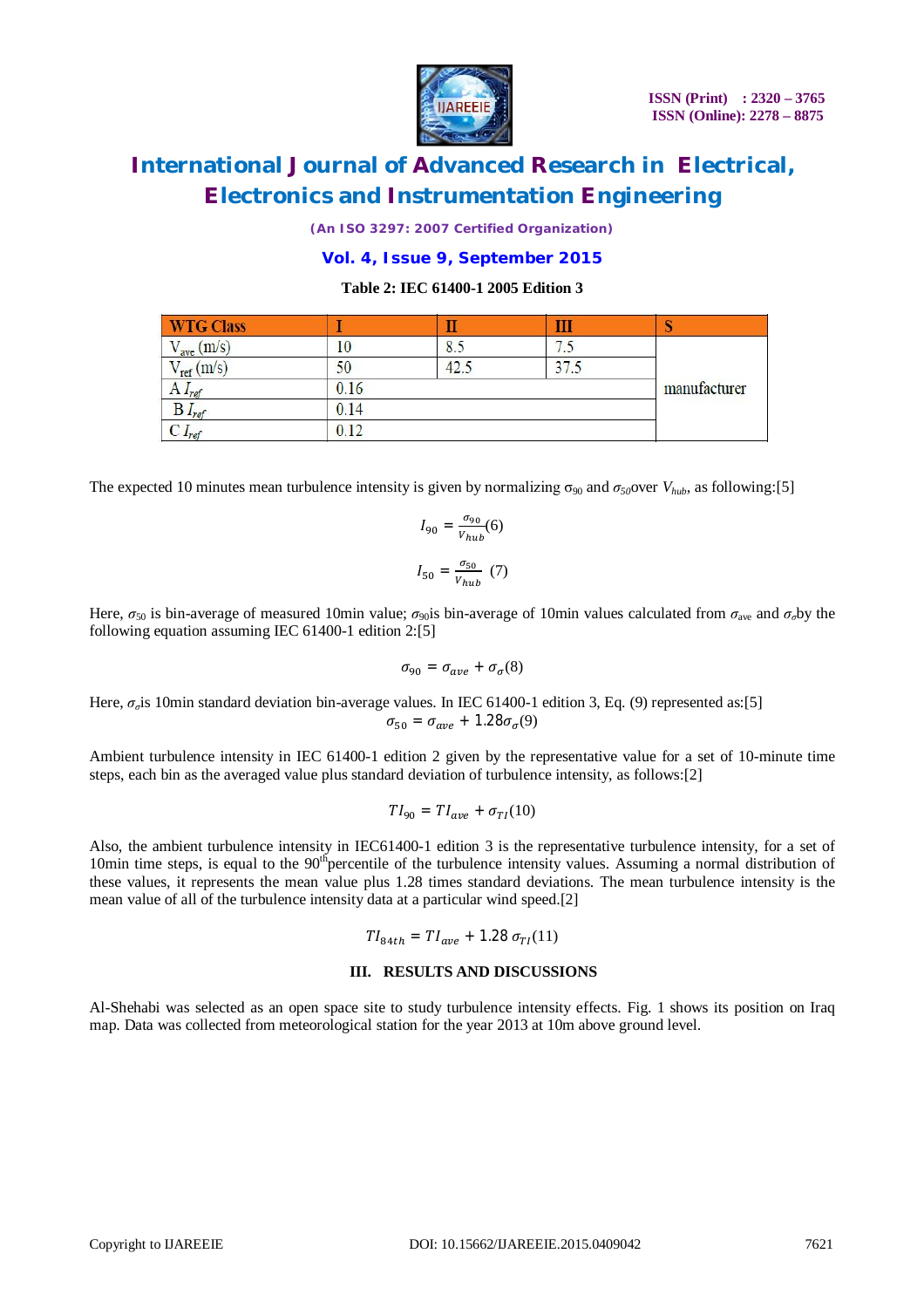**Table 2: IEC 61400-1 2005 Edition 3**

| WTG Class | I | II | III | S |
|---|---|---|---|---|
| $V_{ave}$ (m/s) | 10 | 8.5 | 7.5 | manufacturer |
| $V_{ref}$ (m/s) | 50 | 42.5 | 37.5 | |
| A $I_{ref}$ | 0.16 | | | |
| B $I_{ref}$ | 0.14 | | | |
| C $I_{ref}$ | 0.12 | | | |

The expected 10 minutes mean turbulence intensity is given by normalizing $\sigma_{90}$ and $\sigma_{50}$over $V_{hub}$, as following:[5]

$$I_{90} = \frac{\sigma_{90}}{V_{hub}} (6)$$

$$I_{50} = \frac{\sigma_{50}}{V_{hub}} \ (7)$$

Here, $\sigma_{50}$ is bin-average of measured 10min value; $\sigma_{90}$is bin-average of 10min values calculated from $\sigma_{ave}$ and $\sigma_{\sigma}$by the following equation assuming IEC 61400-1 edition 2:[5]

$$\sigma_{90} = \sigma_{ave} + \sigma_{\sigma} (8)$$

Here, $\sigma_{\sigma}$is 10min standard deviation bin-average values. In IEC 61400-1 edition 3, Eq. (9) represented as:[5]

$$\sigma_{50} = \sigma_{ave} + 1.28\sigma_{\sigma} (9)$$

Ambient turbulence intensity in IEC 61400-1 edition 2 given by the representative value for a set of 10-minute time steps, each bin as the averaged value plus standard deviation of turbulence intensity, as follows:[2]

$$TI_{90} = TI_{ave} + \sigma_{TI} (10)$$

Also, the ambient turbulence intensity in IEC61400-1 edition 3 is the representative turbulence intensity, for a set of 10min time steps, is equal to the 90th percentile of the turbulence intensity values. Assuming a normal distribution of these values, it represents the mean value plus 1.28 times standard deviations. The mean turbulence intensity is the mean value of all of the turbulence intensity data at a particular wind speed.[2]

$$TI_{84th} = TI_{ave} + 1.28\ \sigma_{TI} (11)$$

## III. RESULTS AND DISCUSSIONS

Al-Shehabi was selected as an open space site to study turbulence intensity effects. Fig. 1 shows its position on Iraq map. Data was collected from meteorological station for the year 2013 at 10m above ground level.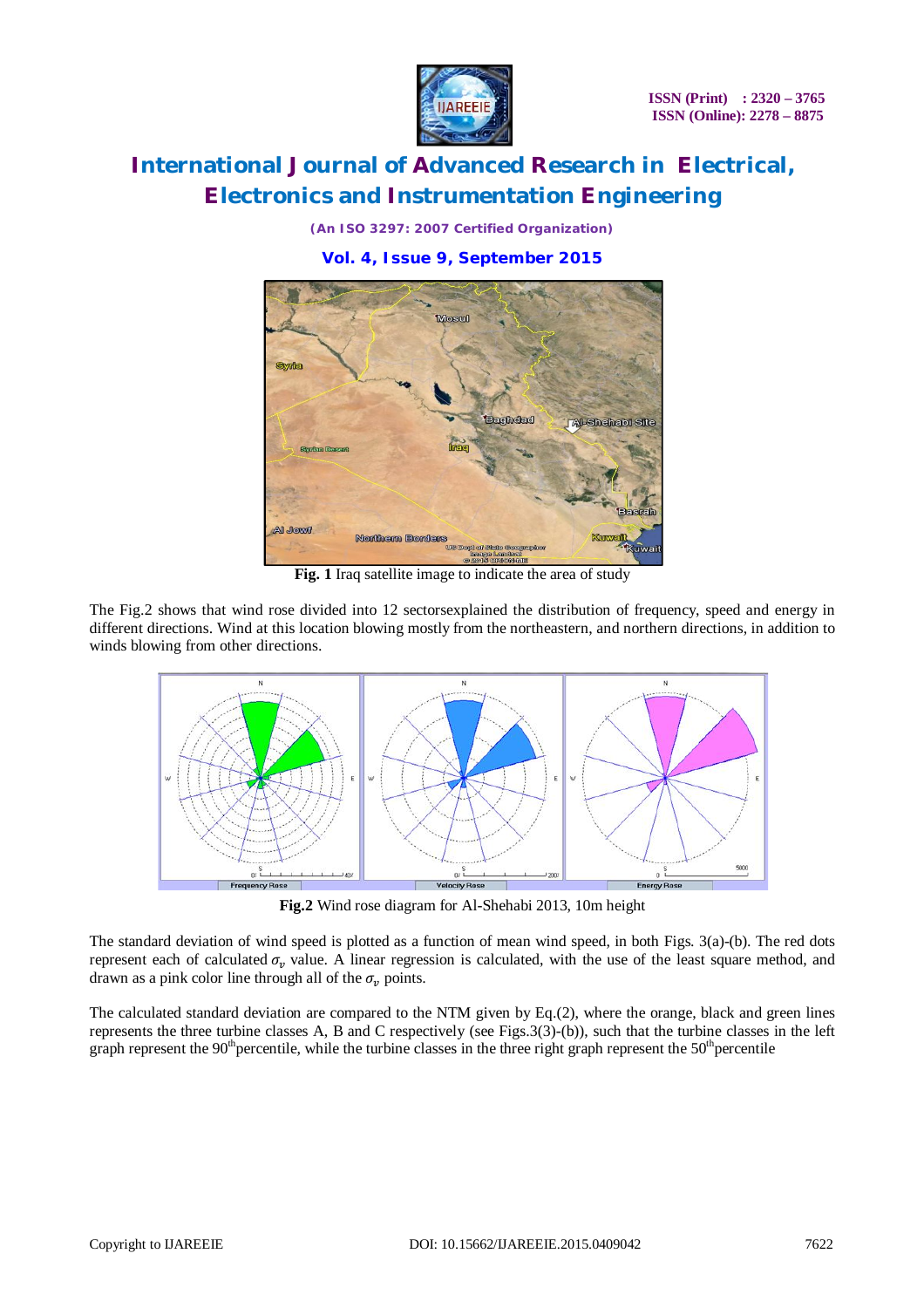**Fig. 1** Iraq satellite image to indicate the area of study

The Fig.2 shows that wind rose divided into 12 sectorsexplained the distribution of frequency, speed and energy in different directions. Wind at this location blowing mostly from the northeastern, and northern directions, in addition to winds blowing from other directions.

**Fig.2** Wind rose diagram for Al-Shehabi 2013, 10m height

The standard deviation of wind speed is plotted as a function of mean wind speed, in both Figs. 3(a)-(b). The red dots represent each of calculated $\sigma_v$ value. A linear regression is calculated, with the use of the least square method, and drawn as a pink color line through all of the $\sigma_v$ points.

The calculated standard deviation are compared to the NTM given by Eq.(2), where the orange, black and green lines represents the three turbine classes A, B and C respectively (see Figs.3(3)-(b)), such that the turbine classes in the left graph represent the 90$^{th}$percentile, while the turbine classes in the three right graph represent the 50$^{th}$percentile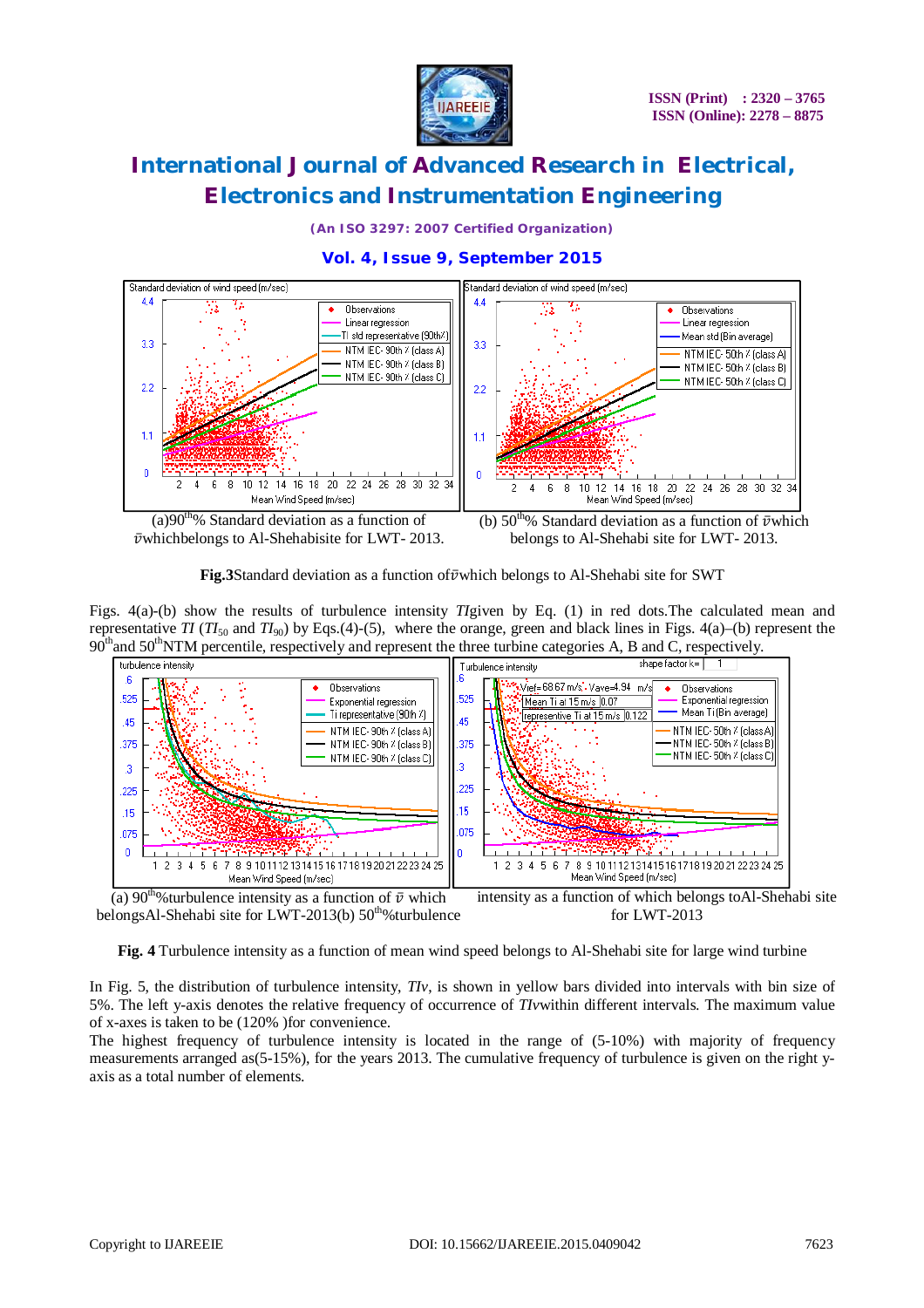(a)90[th]% Standard deviation as a function of $\bar{v}$whichbelongs to Al-Shehabisite for LWT- 2013.

(b) 50[th]% Standard deviation as a function of $\bar{v}$which belongs to Al-Shehabi site for LWT- 2013.

**Fig.3**Standard deviation as a function of$\bar{v}$which belongs to Al-Shehabi site for SWT

Figs. 4(a)-(b) show the results of turbulence intensity *TI*given by Eq. (1) in red dots.The calculated mean and representative *TI* ($TI_{50}$ and $TI_{90}$) by Eqs.(4)-(5), where the orange, green and black lines in Figs. 4(a)–(b) represent the 90[th]and 50[th]NTM percentile, respectively and represent the three turbine categories A, B and C, respectively.

(a) 90[th]%turbulence intensity as a function of $\bar{v}$ which belongsAl-Shehabi site for LWT-2013(b) 50[th]%turbulence intensity as a function of which belongs toAl-Shehabi site for LWT-2013

**Fig. 4** Turbulence intensity as a function of mean wind speed belongs to Al-Shehabi site for large wind turbine

In Fig. 5, the distribution of turbulence intensity, *TIv*, is shown in yellow bars divided into intervals with bin size of 5%. The left y-axis denotes the relative frequency of occurrence of *TIv*within different intervals. The maximum value of x-axes is taken to be (120% )for convenience.

The highest frequency of turbulence intensity is located in the range of (5-10%) with majority of frequency measurements arranged as(5-15%), for the years 2013. The cumulative frequency of turbulence is given on the right y-axis as a total number of elements.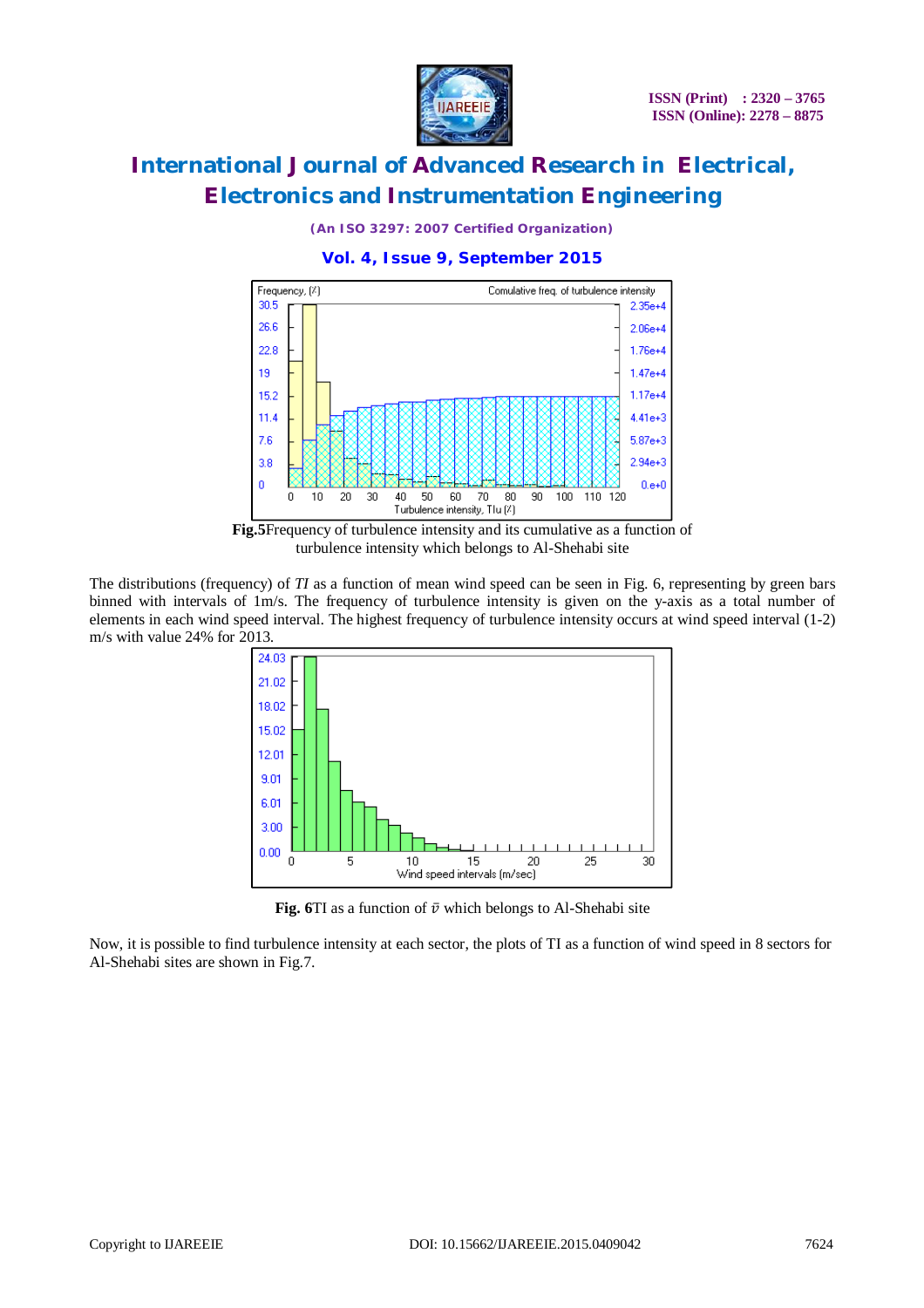**Fig.5**Frequency of turbulence intensity and its cumulative as a function of turbulence intensity which belongs to Al-Shehabi site

The distributions (frequency) of *TI* as a function of mean wind speed can be seen in Fig. 6, representing by green bars binned with intervals of 1m/s. The frequency of turbulence intensity is given on the y-axis as a total number of elements in each wind speed interval. The highest frequency of turbulence intensity occurs at wind speed interval (1-2) m/s with value 24% for 2013.

**Fig. 6**TI as a function of $\bar{v}$ which belongs to Al-Shehabi site

Now, it is possible to find turbulence intensity at each sector, the plots of TI as a function of wind speed in 8 sectors for Al-Shehabi sites are shown in Fig.7.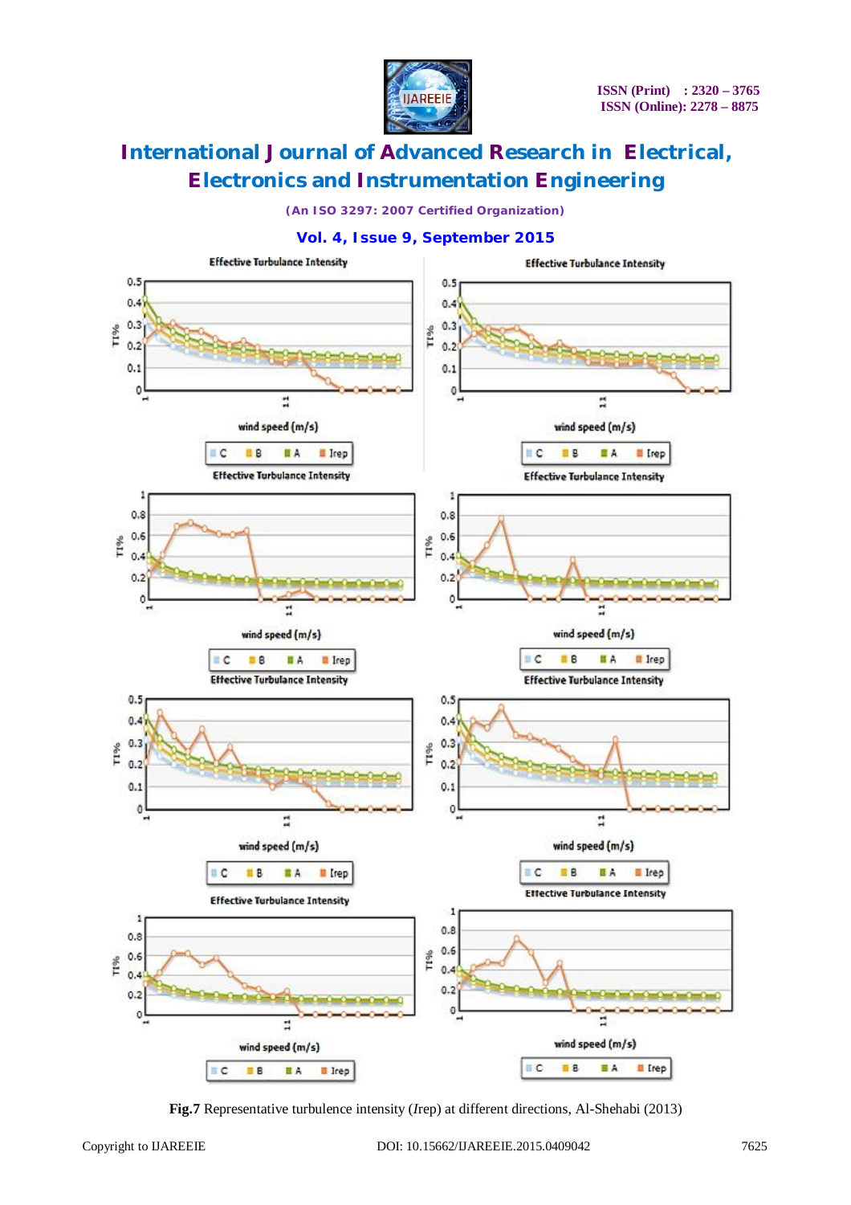Fig.7 Representative turbulence intensity (*I*rep) at different directions, Al-Shehabi (2013)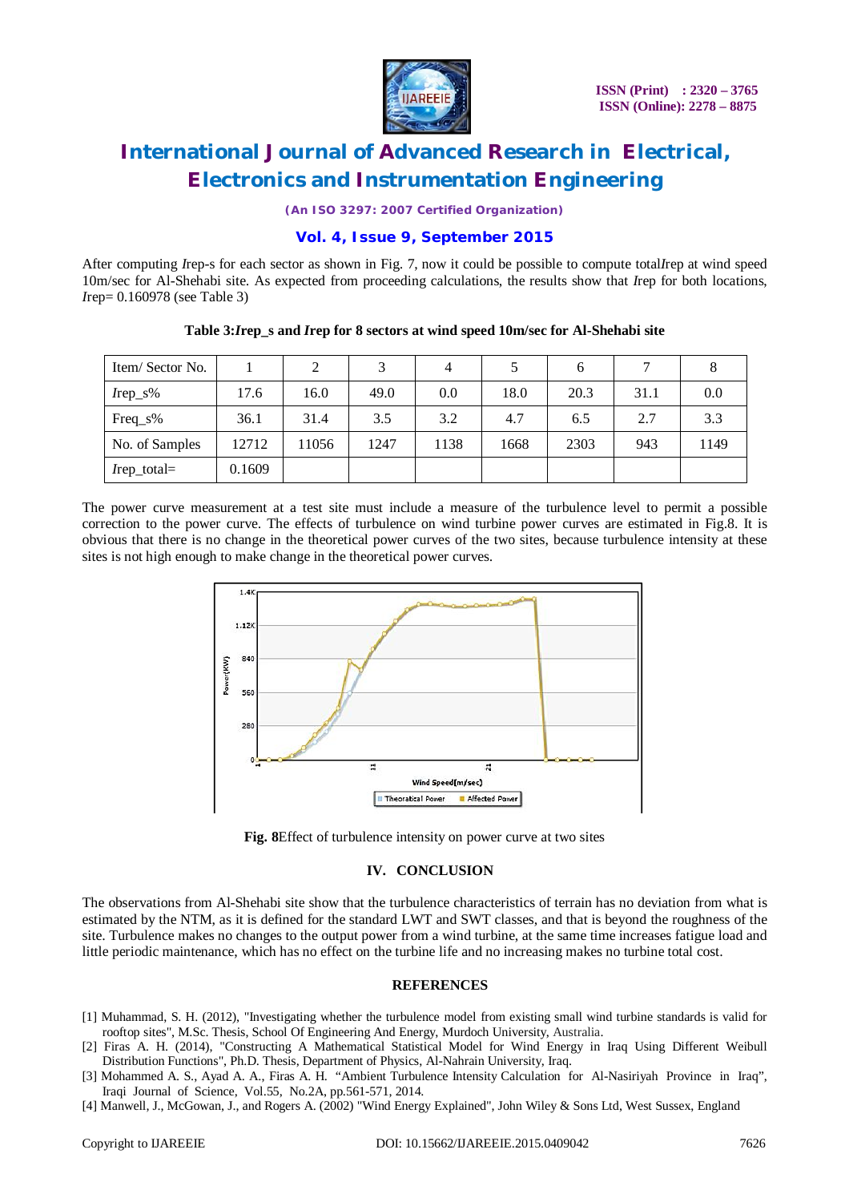After computing *I*rep-s for each sector as shown in Fig. 7, now it could be possible to compute total*I*rep at wind speed 10m/sec for Al-Shehabi site. As expected from proceeding calculations, the results show that *I*rep for both locations, *I*rep= 0.160978 (see Table 3)

**Table 3:*I*rep_s and *I*rep for 8 sectors at wind speed 10m/sec for Al-Shehabi site**

| Item/ Sector No. | 1 | 2 | 3 | 4 | 5 | 6 | 7 | 8 |
|---|---|---|---|---|---|---|---|---|
| *I*rep_s% | 17.6 | 16.0 | 49.0 | 0.0 | 18.0 | 20.3 | 31.1 | 0.0 |
| Freq_s% | 36.1 | 31.4 | 3.5 | 3.2 | 4.7 | 6.5 | 2.7 | 3.3 |
| No. of Samples | 12712 | 11056 | 1247 | 1138 | 1668 | 2303 | 943 | 1149 |
| *I*rep_total= | 0.1609 | | | | | | | |

The power curve measurement at a test site must include a measure of the turbulence level to permit a possible correction to the power curve. The effects of turbulence on wind turbine power curves are estimated in Fig.8. It is obvious that there is no change in the theoretical power curves of the two sites, because turbulence intensity at these sites is not high enough to make change in the theoretical power curves.

**Fig. 8**Effect of turbulence intensity on power curve at two sites

## IV. CONCLUSION

The observations from Al-Shehabi site show that the turbulence characteristics of terrain has no deviation from what is estimated by the NTM, as it is defined for the standard LWT and SWT classes, and that is beyond the roughness of the site. Turbulence makes no changes to the output power from a wind turbine, at the same time increases fatigue load and little periodic maintenance, which has no effect on the turbine life and no increasing makes no turbine total cost.

## REFERENCES

[1] Muhammad, S. H. (2012), "Investigating whether the turbulence model from existing small wind turbine standards is valid for rooftop sites", M.Sc. Thesis, School Of Engineering And Energy, Murdoch University, Australia.

[2] Firas A. H. (2014), "Constructing A Mathematical Statistical Model for Wind Energy in Iraq Using Different Weibull Distribution Functions", Ph.D. Thesis, Department of Physics, Al-Nahrain University, Iraq.

[3] Mohammed A. S., Ayad A. A., Firas A. H. "Ambient Turbulence Intensity Calculation for Al-Nasiriyah Province in Iraq", Iraqi Journal of Science, Vol.55, No.2A, pp.561-571, 2014.

[4] Manwell, J., McGowan, J., and Rogers A. (2002) "Wind Energy Explained", John Wiley & Sons Ltd, West Sussex, England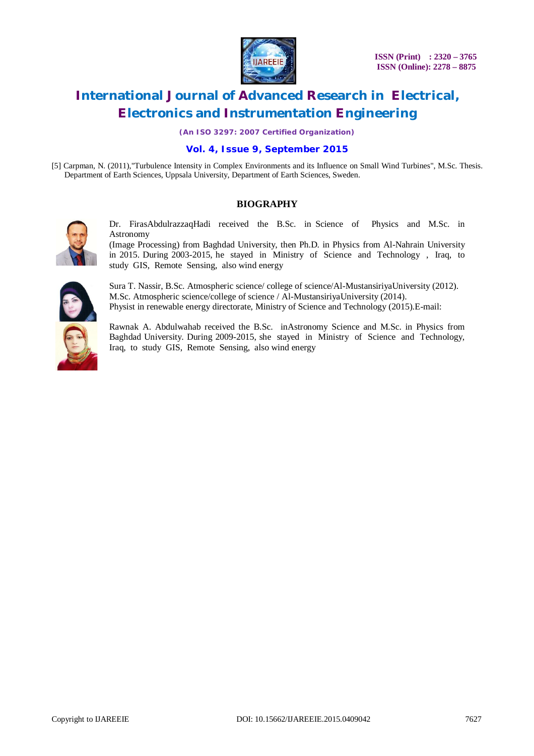[5] Carpman, N. (2011),"Turbulence Intensity in Complex Environments and its Influence on Small Wind Turbines", M.Sc. Thesis. Department of Earth Sciences, Uppsala University, Department of Earth Sciences, Sweden.

## BIOGRAPHY

Dr. FirasAbdulrazzaqHadi received the B.Sc. in Science of Physics and M.Sc. in Astronomy (Image Processing) from Baghdad University, then Ph.D. in Physics from Al-Nahrain University in 2015. During 2003-2015, he stayed in Ministry of Science and Technology , Iraq, to study GIS, Remote Sensing, also wind energy

Sura T. Nassir, B.Sc. Atmospheric science/ college of science/Al-MustansiriyaUniversity (2012). M.Sc. Atmospheric science/college of science / Al-MustansiriyaUniversity (2014). Physist in renewable energy directorate, Ministry of Science and Technology (2015).E-mail:

Rawnak A. Abdulwahab received the B.Sc. inAstronomy Science and M.Sc. in Physics from Baghdad University. During 2009-2015, she stayed in Ministry of Science and Technology, Iraq, to study GIS, Remote Sensing, also wind energy